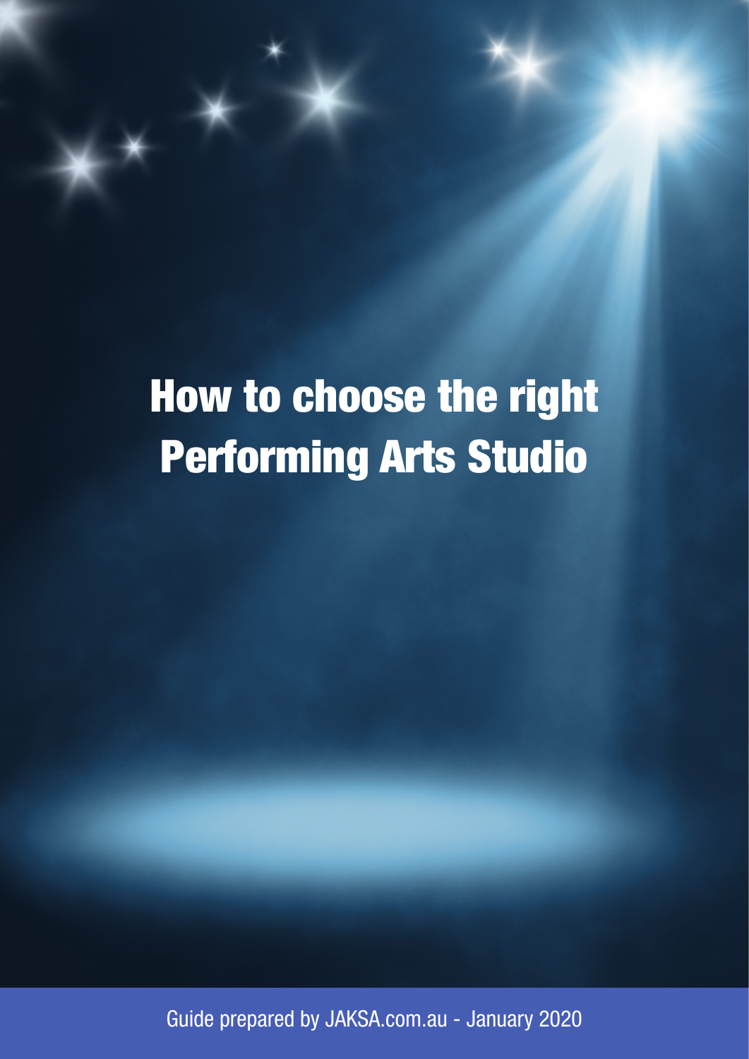# How to choose the right Performing Arts Studio

Guide prepared by JAKSA.com.au - January 2020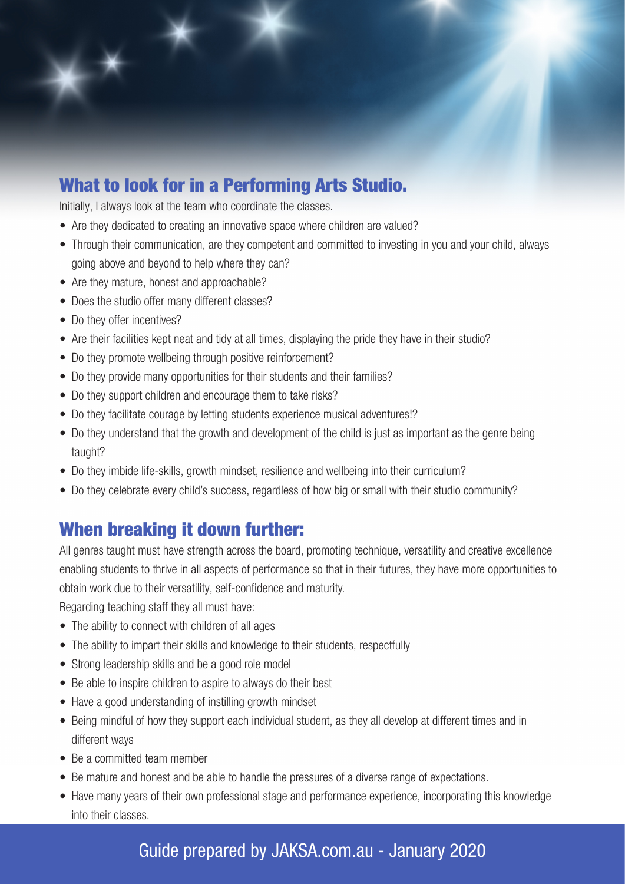## What to look for in a Performing Arts Studio.

Initially, I always look at the team who coordinate the classes.

- Are they dedicated to creating an innovative space where children are valued?
- Through their communication, are they competent and committed to investing in you and your child, always going above and beyond to help where they can?
- Are they mature, honest and approachable?
- Does the studio offer many different classes?
- Do they offer incentives?
- Are their facilities kept neat and tidy at all times, displaying the pride they have in their studio?
- Do they promote wellbeing through positive reinforcement?
- Do they provide many opportunities for their students and their families?
- Do they support children and encourage them to take risks?
- Do they facilitate courage by letting students experience musical adventures!?
- Do they understand that the growth and development of the child is just as important as the genre being taught?
- Do they imbide life-skills, growth mindset, resilience and wellbeing into their curriculum?
- Do they celebrate every child's success, regardless of how big or small with their studio community?

## When breaking it down further:

All genres taught must have strength across the board, promoting technique, versatility and creative excellence enabling students to thrive in all aspects of performance so that in their futures, they have more opportunities to obtain work due to their versatility, self-confidence and maturity.

Regarding teaching staff they all must have:

- The ability to connect with children of all ages
- The ability to impart their skills and knowledge to their students, respectfully
- Strong leadership skills and be a good role model
- Be able to inspire children to aspire to always do their best
- Have a good understanding of instilling growth mindset
- Being mindful of how they support each individual student, as they all develop at different times and in different ways
- Be a committed team member
- Be mature and honest and be able to handle the pressures of a diverse range of expectations.
- Have many years of their own professional stage and performance experience, incorporating this knowledge into their classes.

Guide prepared by JAKSA.com.au - January 2020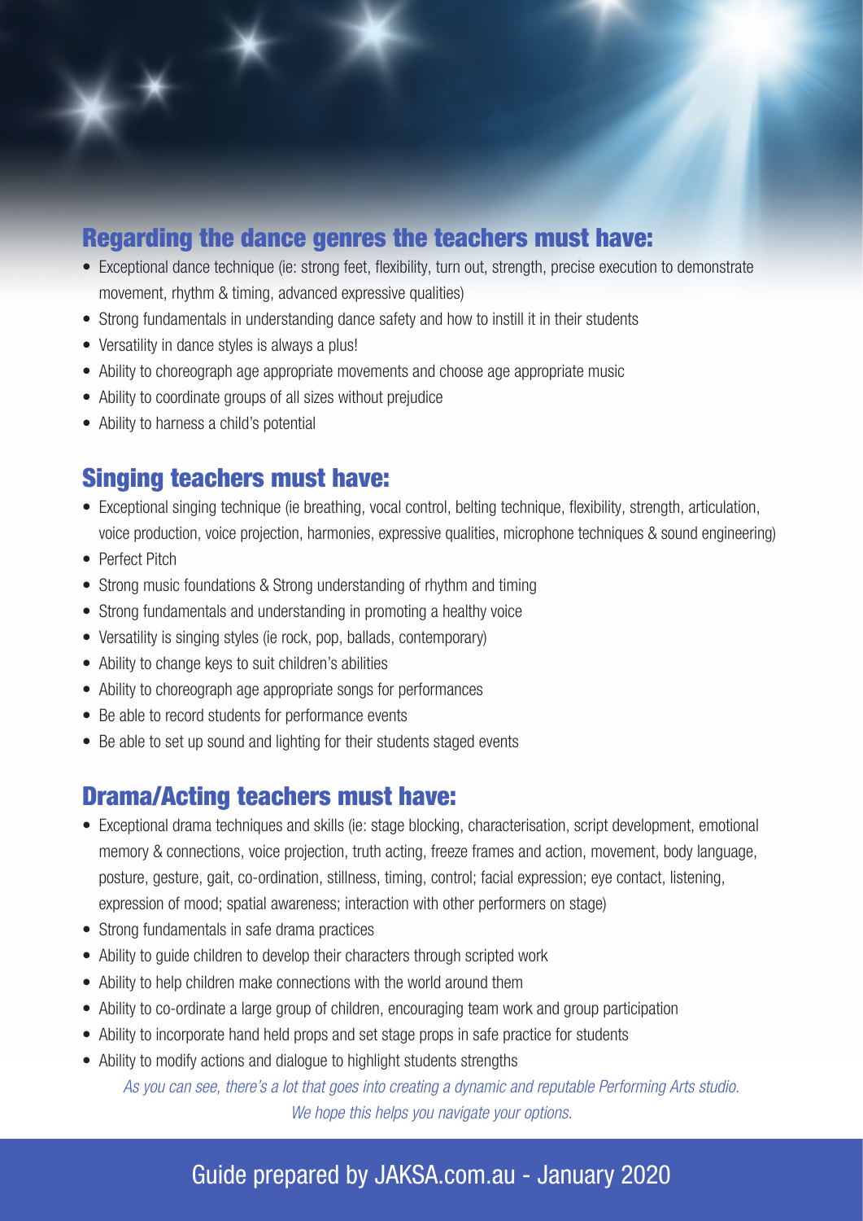## Regarding the dance genres the teachers must have:

- Exceptional dance technique (ie: strong feet, flexibility, turn out, strength, precise execution to demonstrate movement, rhythm & timing, advanced expressive qualities)
- Strong fundamentals in understanding dance safety and how to instill it in their students
- Versatility in dance styles is always a plus!
- Ability to choreograph age appropriate movements and choose age appropriate music
- Ability to coordinate groups of all sizes without prejudice
- Ability to harness a child's potential

## Singing teachers must have:

- Exceptional singing technique (ie breathing, vocal control, belting technique, flexibility, strength, articulation, voice production, voice projection, harmonies, expressive qualities, microphone techniques & sound engineering)
- Perfect Pitch
- Strong music foundations & Strong understanding of rhythm and timing
- Strong fundamentals and understanding in promoting a healthy voice
- Versatility is singing styles (ie rock, pop, ballads, contemporary)
- Ability to change keys to suit children's abilities
- Ability to choreograph age appropriate songs for performances
- Be able to record students for performance events
- Be able to set up sound and lighting for their students staged events

## Drama/Acting teachers must have:

- Exceptional drama techniques and skills (ie: stage blocking, characterisation, script development, emotional memory & connections, voice projection, truth acting, freeze frames and action, movement, body language, posture, gesture, gait, co-ordination, stillness, timing, control; facial expression; eye contact, listening, expression of mood; spatial awareness; interaction with other performers on stage)
- Strong fundamentals in safe drama practices
- Ability to guide children to develop their characters through scripted work
- Ability to help children make connections with the world around them
- Ability to co-ordinate a large group of children, encouraging team work and group participation
- Ability to incorporate hand held props and set stage props in safe practice for students
- Ability to modify actions and dialogue to highlight students strengths

*As you can see, there's a lot that goes into creating a dynamic and reputable Performing Arts studio.*
*We hope this helps you navigate your options.*

Guide prepared by JAKSA.com.au - January 2020